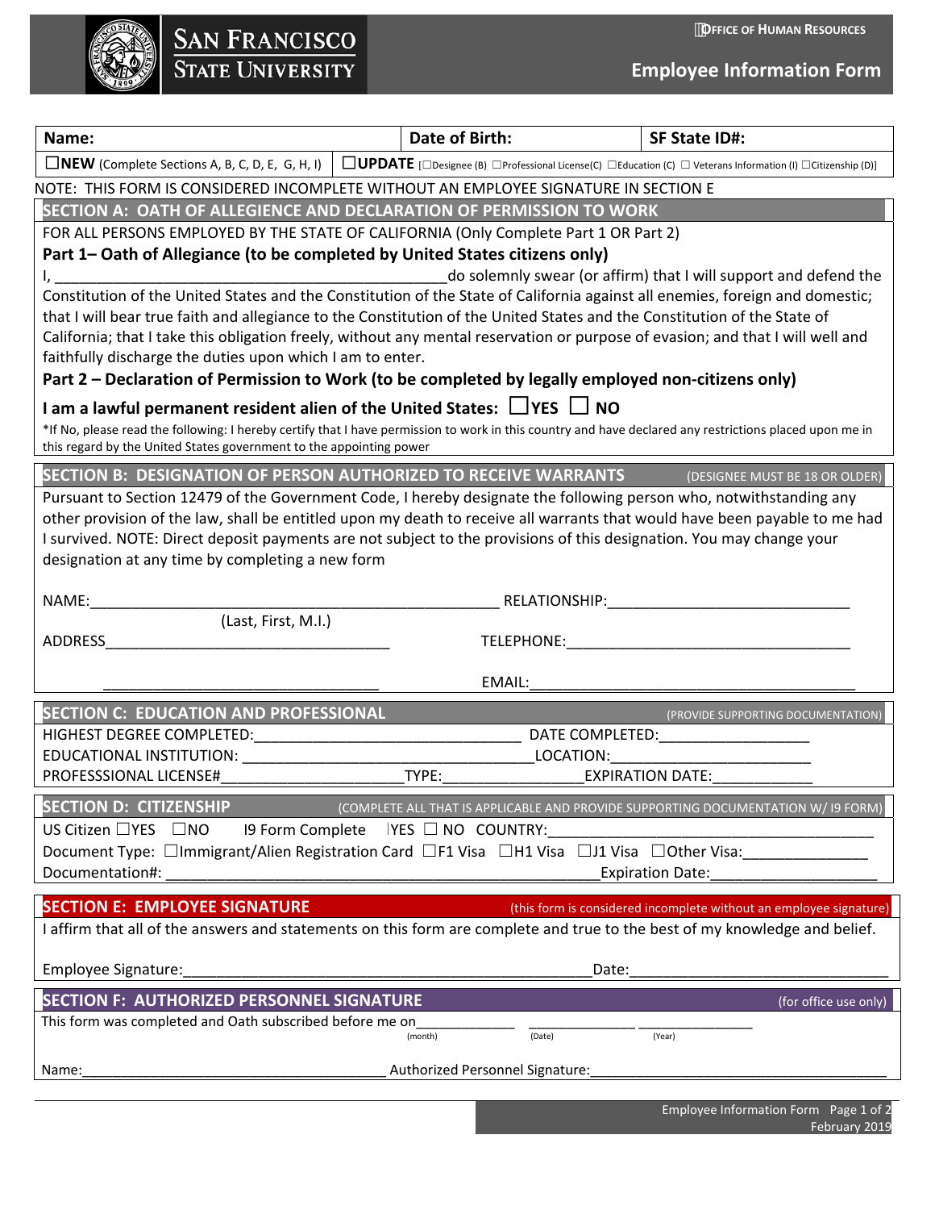SAN FRANCISCO STATE UNIVERSITY

OFFICE OF HUMAN RESOURCES

# Employee Information Form

| Name: | Date of Birth: | SF State ID#: |
|---|---|---|
| ☐**NEW** (Complete Sections A, B, C, D, E, G, H, I) | ☐**UPDATE** [☐Designee (B) ☐Professional License(C) ☐Education (C) ☐ Veterans Information (I) ☐Citizenship (D)] | |

NOTE: THIS FORM IS CONSIDERED INCOMPLETE WITHOUT AN EMPLOYEE SIGNATURE IN SECTION E

## SECTION A: OATH OF ALLEGIENCE AND DECLARATION OF PERMISSION TO WORK

FOR ALL PERSONS EMPLOYED BY THE STATE OF CALIFORNIA (Only Complete Part 1 OR Part 2)

**Part 1– Oath of Allegiance (to be completed by United States citizens only)**

I, ______________________________________________do solemnly swear (or affirm) that I will support and defend the Constitution of the United States and the Constitution of the State of California against all enemies, foreign and domestic; that I will bear true faith and allegiance to the Constitution of the United States and the Constitution of the State of California; that I take this obligation freely, without any mental reservation or purpose of evasion; and that I will well and faithfully discharge the duties upon which I am to enter.

**Part 2 – Declaration of Permission to Work (to be completed by legally employed non-citizens only)**

**I am a lawful permanent resident alien of the United States: ☐YES ☐ NO**

*If No, please read the following: I hereby certify that I have permission to work in this country and have declared any restrictions placed upon me in this regard by the United States government to the appointing power

## SECTION B: DESIGNATION OF PERSON AUTHORIZED TO RECEIVE WARRANTS (DESIGNEE MUST BE 18 OR OLDER)

Pursuant to Section 12479 of the Government Code, I hereby designate the following person who, notwithstanding any other provision of the law, shall be entitled upon my death to receive all warrants that would have been payable to me had I survived. NOTE: Direct deposit payments are not subject to the provisions of this designation. You may change your designation at any time by completing a new form

NAME:__________________________________________________ RELATIONSHIP:_____________________________
(Last, First, M.I.)

ADDRESS__________________________________ TELEPHONE:__________________________________

__________________________________ EMAIL:_________________________________________

## SECTION C: EDUCATION AND PROFESSIONAL (PROVIDE SUPPORTING DOCUMENTATION)

HIGHEST DEGREE COMPLETED:________________________________ DATE COMPLETED:__________________

EDUCATIONAL INSTITUTION: ___________________________________LOCATION:________________________

PROFESSSIONAL LICENSE#______________________TYPE:________________EXPIRATION DATE:____________

## SECTION D: CITIZENSHIP (COMPLETE ALL THAT IS APPLICABLE AND PROVIDE SUPPORTING DOCUMENTATION W/ I9 FORM)

US Citizen ☐YES ☐NO I9 Form Complete ☐YES ☐ NO COUNTRY:_____________________________________

Document Type: ☐Immigrant/Alien Registration Card ☐F1 Visa ☐H1 Visa ☐J1 Visa ☐Other Visa:______________

Documentation#: ____________________________________________________Expiration Date:____________________

## SECTION E: EMPLOYEE SIGNATURE (this form is considered incomplete without an employee signature)

I affirm that all of the answers and statements on this form are complete and true to the best of my knowledge and belief.

Employee Signature:__________________________________________________Date:_______________________________

## SECTION F: AUTHORIZED PERSONNEL SIGNATURE (for office use only)

This form was completed and Oath subscribed before me on____________ _____________ ______________
(month) (Date) (Year)

Name:________________________________________ Authorized Personnel Signature:_____________________________________

February 2019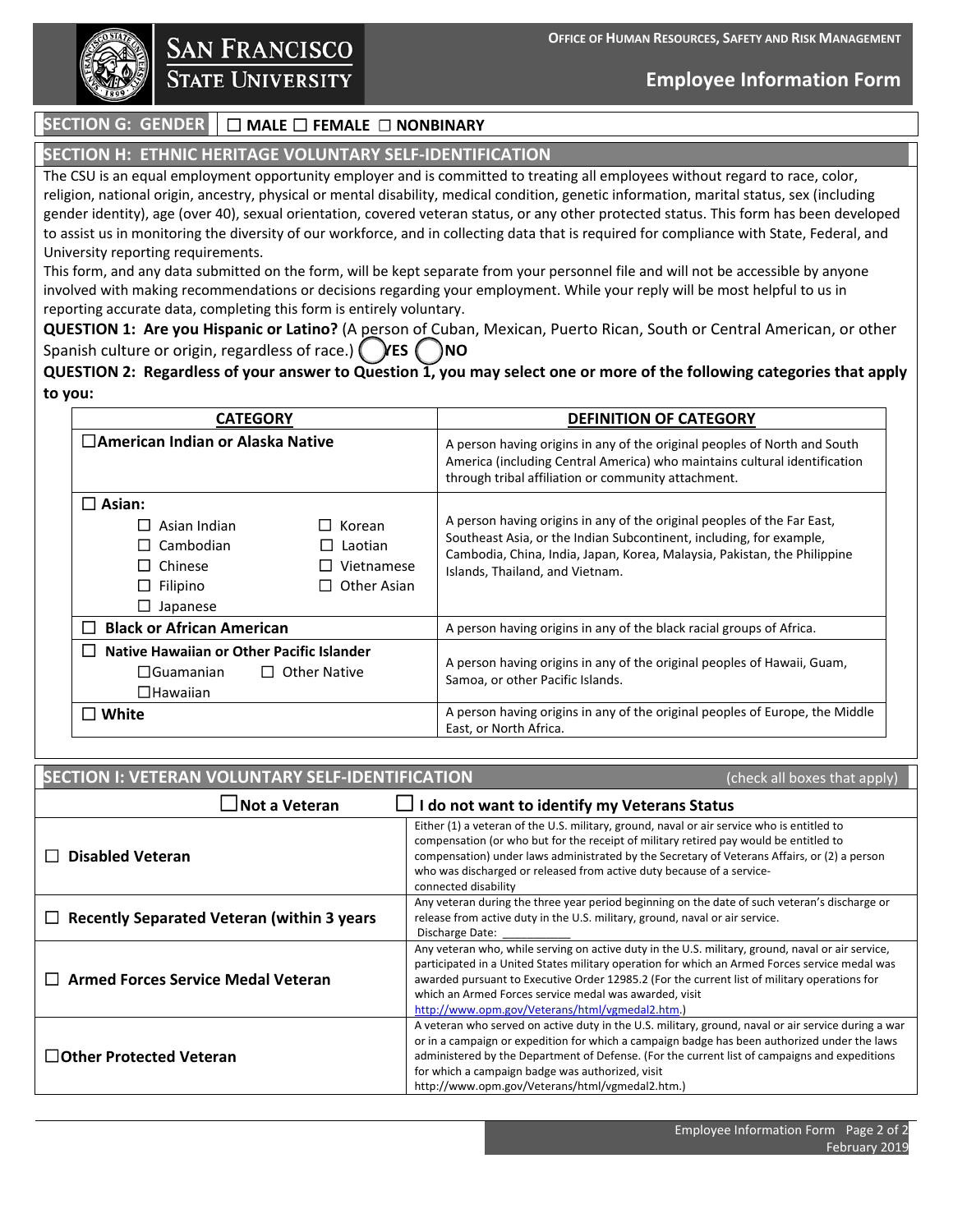# SAN FRANCISCO STATE UNIVERSITY

OFFICE OF HUMAN RESOURCES, SAFETY AND RISK MANAGEMENT

## Employee Information Form

**SECTION G: GENDER** ☐ **MALE** ☐ **FEMALE** ☐ **NONBINARY**

## SECTION H: ETHNIC HERITAGE VOLUNTARY SELF-IDENTIFICATION

The CSU is an equal employment opportunity employer and is committed to treating all employees without regard to race, color, religion, national origin, ancestry, physical or mental disability, medical condition, genetic information, marital status, sex (including gender identity), age (over 40), sexual orientation, covered veteran status, or any other protected status. This form has been developed to assist us in monitoring the diversity of our workforce, and in collecting data that is required for compliance with State, Federal, and University reporting requirements.

This form, and any data submitted on the form, will be kept separate from your personnel file and will not be accessible by anyone involved with making recommendations or decisions regarding your employment. While your reply will be most helpful to us in reporting accurate data, completing this form is entirely voluntary.

**QUESTION 1: Are you Hispanic or Latino?** (A person of Cuban, Mexican, Puerto Rican, South or Central American, or other Spanish culture or origin, regardless of race.) ◯ **YES** ◯ **NO**

**QUESTION 2: Regardless of your answer to Question 1, you may select one or more of the following categories that apply to you:**

| CATEGORY | DEFINITION OF CATEGORY |
|---|---|
| ☐ **American Indian or Alaska Native** | A person having origins in any of the original peoples of North and South America (including Central America) who maintains cultural identification through tribal affiliation or community attachment. |
| ☐ **Asian:**<br>☐ Asian Indian ☐ Korean<br>☐ Cambodian ☐ Laotian<br>☐ Chinese ☐ Vietnamese<br>☐ Filipino ☐ Other Asian<br>☐ Japanese | A person having origins in any of the original peoples of the Far East, Southeast Asia, or the Indian Subcontinent, including, for example, Cambodia, China, India, Japan, Korea, Malaysia, Pakistan, the Philippine Islands, Thailand, and Vietnam. |
| ☐ **Black or African American** | A person having origins in any of the black racial groups of Africa. |
| ☐ **Native Hawaiian or Other Pacific Islander**<br>☐ Guamanian ☐ Other Native<br>☐ Hawaiian | A person having origins in any of the original peoples of Hawaii, Guam, Samoa, or other Pacific Islands. |
| ☐ **White** | A person having origins in any of the original peoples of Europe, the Middle East, or North Africa. |

## SECTION I: VETERAN VOLUNTARY SELF-IDENTIFICATION (check all boxes that apply)

☐ **Not a Veteran** ☐ **I do not want to identify my Veterans Status**

| | |
|---|---|
| ☐ **Disabled Veteran** | Either (1) a veteran of the U.S. military, ground, naval or air service who is entitled to compensation (or who but for the receipt of military retired pay would be entitled to compensation) under laws administrated by the Secretary of Veterans Affairs, or (2) a person who was discharged or released from active duty because of a service-connected disability |
| ☐ **Recently Separated Veteran (within 3 years** | Any veteran during the three year period beginning on the date of such veteran's discharge or release from active duty in the U.S. military, ground, naval or air service.<br>Discharge Date: ___________ |
| ☐ **Armed Forces Service Medal Veteran** | Any veteran who, while serving on active duty in the U.S. military, ground, naval or air service, participated in a United States military operation for which an Armed Forces service medal was awarded pursuant to Executive Order 12985.2 (For the current list of military operations for which an Armed Forces service medal was awarded, visit http://www.opm.gov/Veterans/html/vgmedal2.htm.) |
| ☐ **Other Protected Veteran** | A veteran who served on active duty in the U.S. military, ground, naval or air service during a war or in a campaign or expedition for which a campaign badge has been authorized under the laws administered by the Department of Defense. (For the current list of campaigns and expeditions for which a campaign badge was authorized, visit http://www.opm.gov/Veterans/html/vgmedal2.htm.) |

February 2019